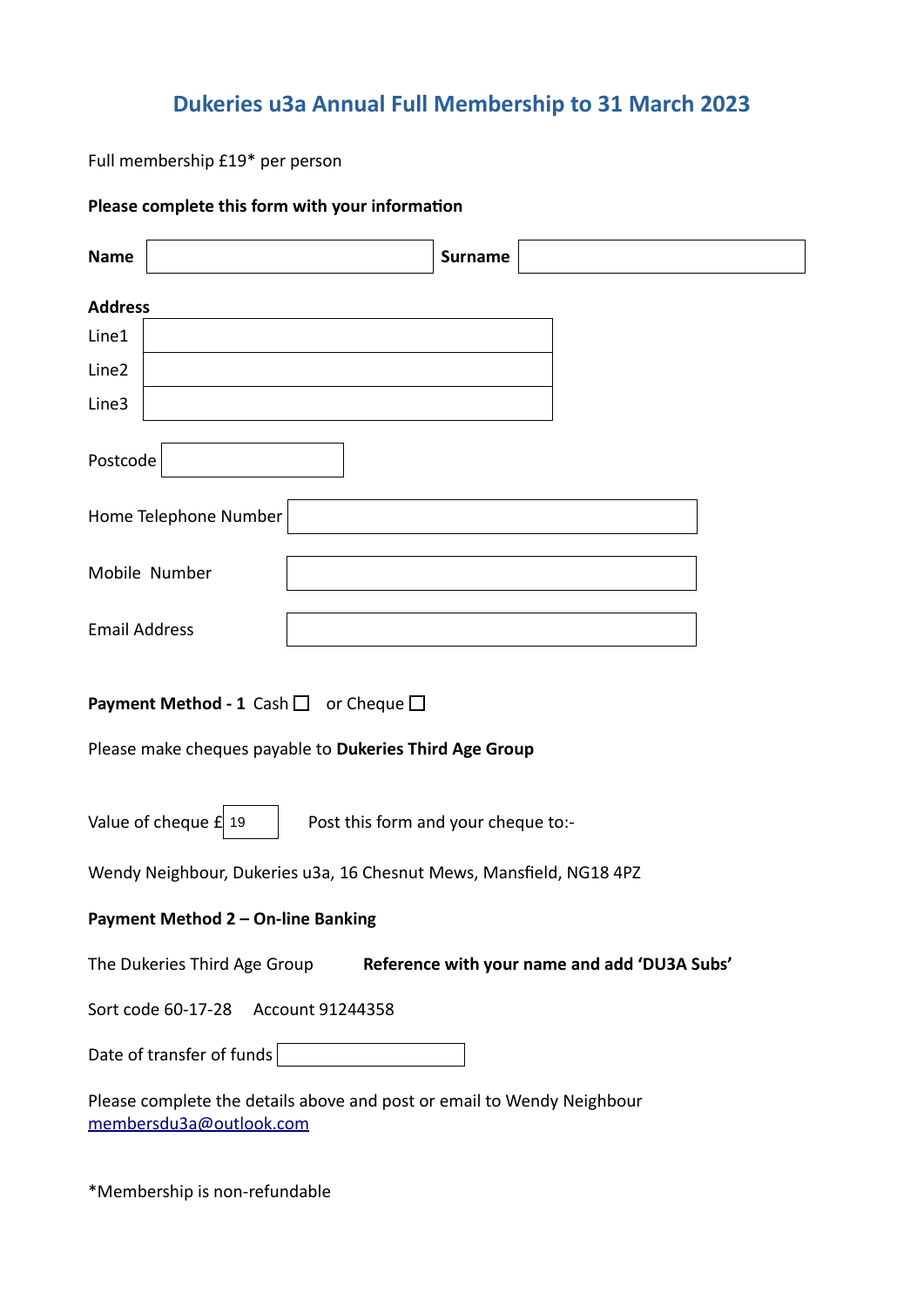# Dukeries u3a Annual Full Membership to 31 March 2023

Full membership £19* per person

**Please complete this form with your information**

**Name** ____________________ **Surname** ____________________

**Address**

Line1 ____________________

Line2 ____________________

Line3 ____________________

Postcode ____________

Home Telephone Number ____________________

Mobile Number ____________________

Email Address ____________________

**Payment Method - 1** Cash ☐ or Cheque ☐

Please make cheques payable to **Dukeries Third Age Group**

Value of cheque £ 19 Post this form and your cheque to:-

Wendy Neighbour, Dukeries u3a, 16 Chesnut Mews, Mansfield, NG18 4PZ

**Payment Method 2 – On-line Banking**

The Dukeries Third Age Group **Reference with your name and add 'DU3A Subs'**

Sort code 60-17-28 Account 91244358

Date of transfer of funds ____________

Please complete the details above and post or email to Wendy Neighbour
[membersdu3a@outlook.com](mailto:membersdu3a@outlook.com)

*Membership is non-refundable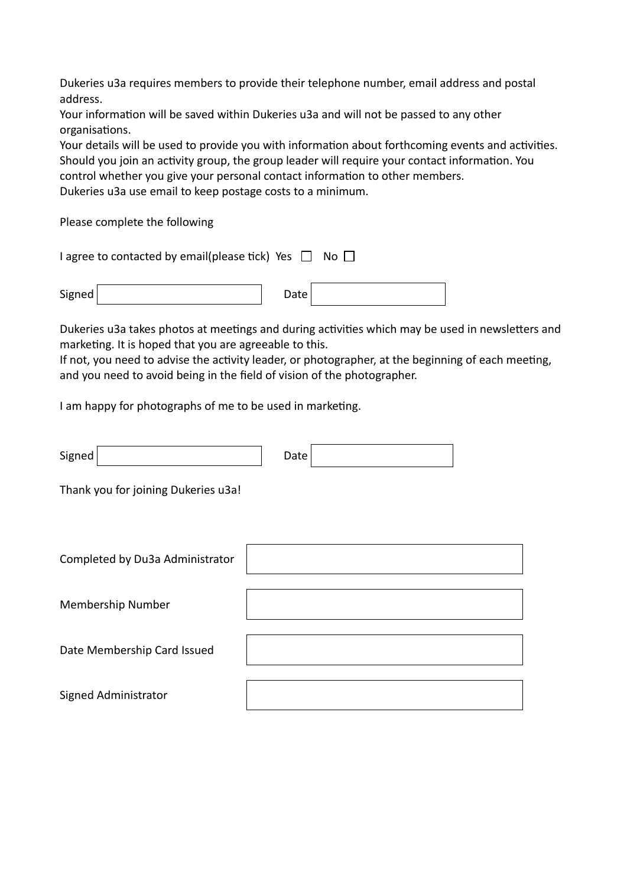Dukeries u3a requires members to provide their telephone number, email address and postal address.
Your information will be saved within Dukeries u3a and will not be passed to any other organisations.
Your details will be used to provide you with information about forthcoming events and activities.
Should you join an activity group, the group leader will require your contact information. You control whether you give your personal contact information to other members.
Dukeries u3a use email to keep postage costs to a minimum.

Please complete the following

I agree to contacted by email(please tick) Yes ☐ No ☐

Signed ____________________ Date ____________________

Dukeries u3a takes photos at meetings and during activities which may be used in newsletters and marketing. It is hoped that you are agreeable to this.
If not, you need to advise the activity leader, or photographer, at the beginning of each meeting, and you need to avoid being in the field of vision of the photographer.

I am happy for photographs of me to be used in marketing.

Signed ____________________ Date ____________________

Thank you for joining Dukeries u3a!

| | |
|---|---|
| Completed by Du3a Administrator | |
| Membership Number | |
| Date Membership Card Issued | |
| Signed Administrator | |